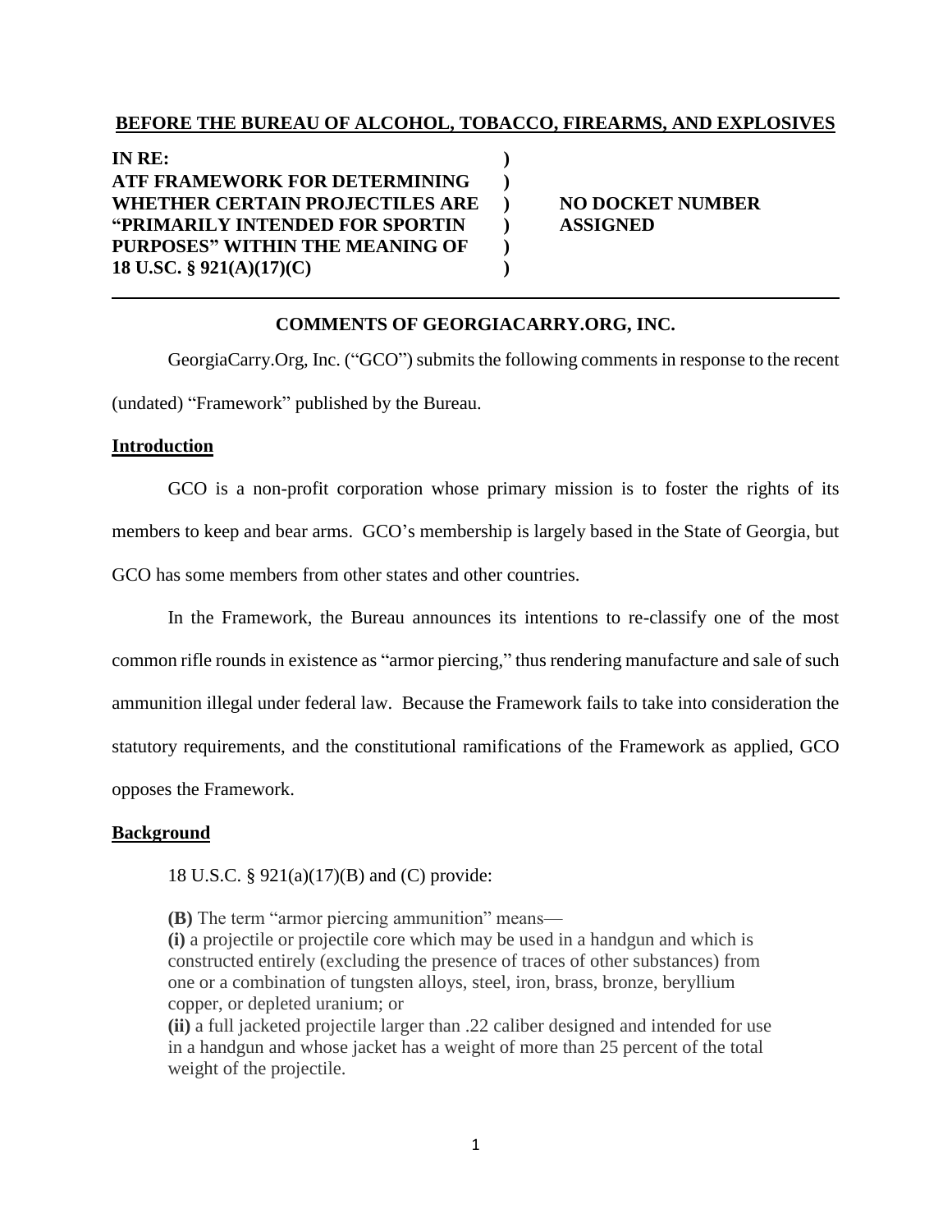**BEFORE THE BUREAU OF ALCOHOL, TOBACCO, FIREARMS, AND EXPLOSIVES**

| | | |
|---|---|---|
| **IN RE:** | **)** | |
| **ATF FRAMEWORK FOR DETERMINING** | **)** | |
| **WHETHER CERTAIN PROJECTILES ARE** | **)** | **NO DOCKET NUMBER** |
| **"PRIMARILY INTENDED FOR SPORTIN** | **)** | **ASSIGNED** |
| **PURPOSES" WITHIN THE MEANING OF** | **)** | |
| **18 U.SC. § 921(A)(17)(C)** | **)** | |

---

**COMMENTS OF GEORGIACARRY.ORG, INC.**

GeorgiaCarry.Org, Inc. ("GCO") submits the following comments in response to the recent (undated) "Framework" published by the Bureau.

## Introduction

GCO is a non-profit corporation whose primary mission is to foster the rights of its members to keep and bear arms. GCO's membership is largely based in the State of Georgia, but GCO has some members from other states and other countries.

In the Framework, the Bureau announces its intentions to re-classify one of the most common rifle rounds in existence as "armor piercing," thus rendering manufacture and sale of such ammunition illegal under federal law. Because the Framework fails to take into consideration the statutory requirements, and the constitutional ramifications of the Framework as applied, GCO opposes the Framework.

## Background

18 U.S.C. § 921(a)(17)(B) and (C) provide:

> **(B)** The term "armor piercing ammunition" means—
> **(i)** a projectile or projectile core which may be used in a handgun and which is constructed entirely (excluding the presence of traces of other substances) from one or a combination of tungsten alloys, steel, iron, brass, bronze, beryllium copper, or depleted uranium; or
> **(ii)** a full jacketed projectile larger than .22 caliber designed and intended for use in a handgun and whose jacket has a weight of more than 25 percent of the total weight of the projectile.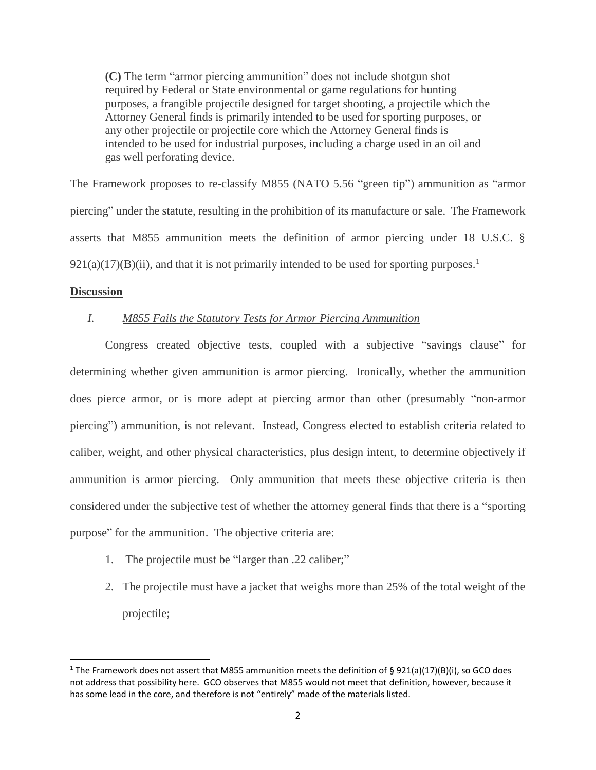> **(C)** The term "armor piercing ammunition" does not include shotgun shot required by Federal or State environmental or game regulations for hunting purposes, a frangible projectile designed for target shooting, a projectile which the Attorney General finds is primarily intended to be used for sporting purposes, or any other projectile or projectile core which the Attorney General finds is intended to be used for industrial purposes, including a charge used in an oil and gas well perforating device.

The Framework proposes to re-classify M855 (NATO 5.56 "green tip") ammunition as "armor piercing" under the statute, resulting in the prohibition of its manufacture or sale. The Framework asserts that M855 ammunition meets the definition of armor piercing under 18 U.S.C. § 921(a)(17)(B)(ii), and that it is not primarily intended to be used for sporting purposes.[1]

## Discussion

### *I. M855 Fails the Statutory Tests for Armor Piercing Ammunition*

Congress created objective tests, coupled with a subjective "savings clause" for determining whether given ammunition is armor piercing. Ironically, whether the ammunition does pierce armor, or is more adept at piercing armor than other (presumably "non-armor piercing") ammunition, is not relevant. Instead, Congress elected to establish criteria related to caliber, weight, and other physical characteristics, plus design intent, to determine objectively if ammunition is armor piercing. Only ammunition that meets these objective criteria is then considered under the subjective test of whether the attorney general finds that there is a "sporting purpose" for the ammunition. The objective criteria are:

1. The projectile must be "larger than .22 caliber;"
2. The projectile must have a jacket that weighs more than 25% of the total weight of the projectile;

---

[1] The Framework does not assert that M855 ammunition meets the definition of § 921(a)(17)(B)(i), so GCO does not address that possibility here. GCO observes that M855 would not meet that definition, however, because it has some lead in the core, and therefore is not "entirely" made of the materials listed.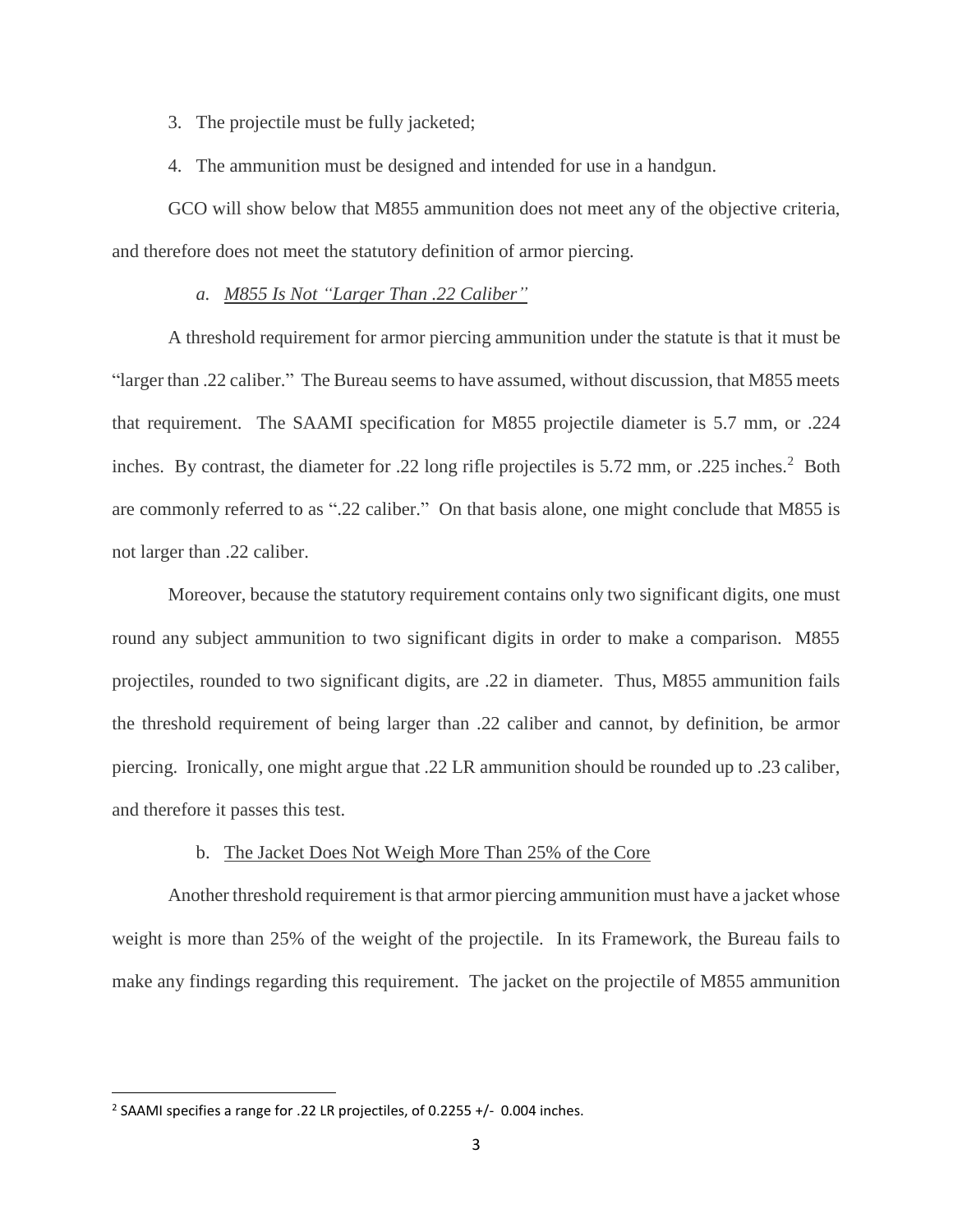3. The projectile must be fully jacketed;
4. The ammunition must be designed and intended for use in a handgun.

GCO will show below that M855 ammunition does not meet any of the objective criteria, and therefore does not meet the statutory definition of armor piercing.

*a. <u>M855 Is Not "Larger Than .22 Caliber"</u>*

A threshold requirement for armor piercing ammunition under the statute is that it must be "larger than .22 caliber." The Bureau seems to have assumed, without discussion, that M855 meets that requirement. The SAAMI specification for M855 projectile diameter is 5.7 mm, or .224 inches. By contrast, the diameter for .22 long rifle projectiles is 5.72 mm, or .225 inches.[2] Both are commonly referred to as ".22 caliber." On that basis alone, one might conclude that M855 is not larger than .22 caliber.

Moreover, because the statutory requirement contains only two significant digits, one must round any subject ammunition to two significant digits in order to make a comparison. M855 projectiles, rounded to two significant digits, are .22 in diameter. Thus, M855 ammunition fails the threshold requirement of being larger than .22 caliber and cannot, by definition, be armor piercing. Ironically, one might argue that .22 LR ammunition should be rounded up to .23 caliber, and therefore it passes this test.

b. <u>The Jacket Does Not Weigh More Than 25% of the Core</u>

Another threshold requirement is that armor piercing ammunition must have a jacket whose weight is more than 25% of the weight of the projectile. In its Framework, the Bureau fails to make any findings regarding this requirement. The jacket on the projectile of M855 ammunition

---

[2] SAAMI specifies a range for .22 LR projectiles, of 0.2255 +/- 0.004 inches.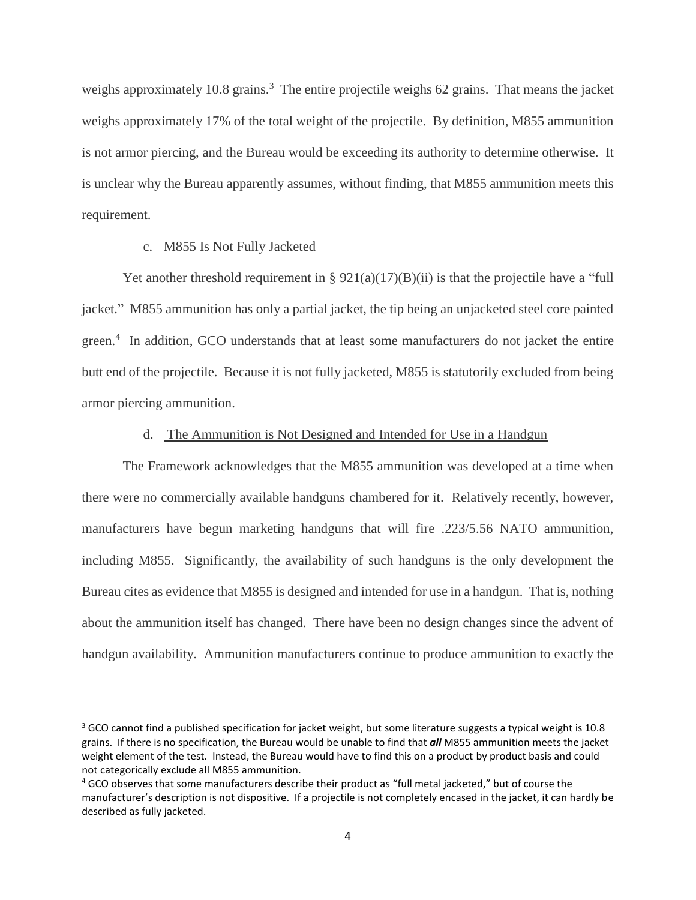weighs approximately 10.8 grains.[3] The entire projectile weighs 62 grains. That means the jacket weighs approximately 17% of the total weight of the projectile. By definition, M855 ammunition is not armor piercing, and the Bureau would be exceeding its authority to determine otherwise. It is unclear why the Bureau apparently assumes, without finding, that M855 ammunition meets this requirement.

c. M855 Is Not Fully Jacketed

Yet another threshold requirement in § 921(a)(17)(B)(ii) is that the projectile have a "full jacket." M855 ammunition has only a partial jacket, the tip being an unjacketed steel core painted green.[4] In addition, GCO understands that at least some manufacturers do not jacket the entire butt end of the projectile. Because it is not fully jacketed, M855 is statutorily excluded from being armor piercing ammunition.

d. The Ammunition is Not Designed and Intended for Use in a Handgun

The Framework acknowledges that the M855 ammunition was developed at a time when there were no commercially available handguns chambered for it. Relatively recently, however, manufacturers have begun marketing handguns that will fire .223/5.56 NATO ammunition, including M855. Significantly, the availability of such handguns is the only development the Bureau cites as evidence that M855 is designed and intended for use in a handgun. That is, nothing about the ammunition itself has changed. There have been no design changes since the advent of handgun availability. Ammunition manufacturers continue to produce ammunition to exactly the

---

[3] GCO cannot find a published specification for jacket weight, but some literature suggests a typical weight is 10.8 grains. If there is no specification, the Bureau would be unable to find that ***all*** M855 ammunition meets the jacket weight element of the test. Instead, the Bureau would have to find this on a product by product basis and could not categorically exclude all M855 ammunition.

[4] GCO observes that some manufacturers describe their product as "full metal jacketed," but of course the manufacturer's description is not dispositive. If a projectile is not completely encased in the jacket, it can hardly be described as fully jacketed.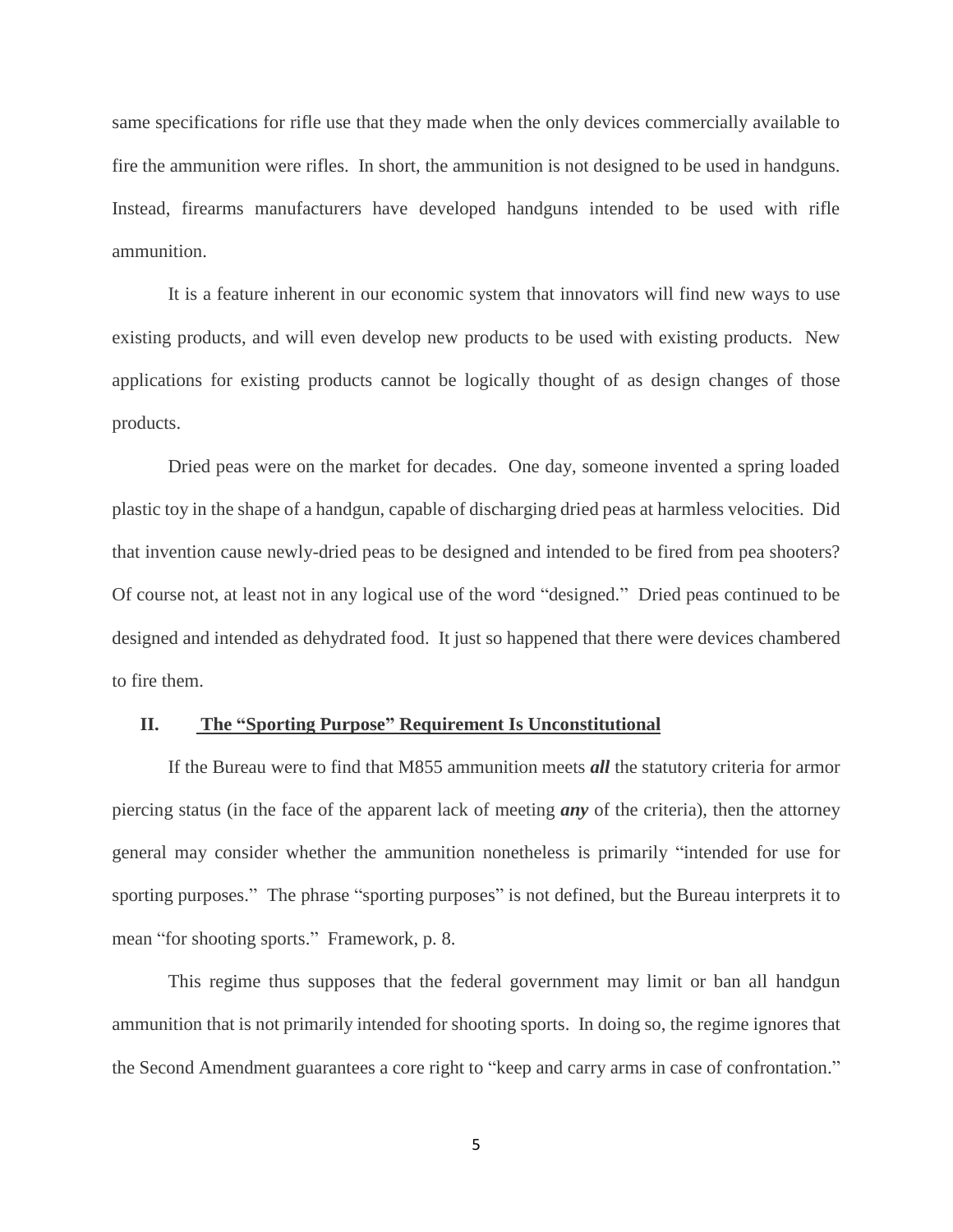same specifications for rifle use that they made when the only devices commercially available to fire the ammunition were rifles. In short, the ammunition is not designed to be used in handguns. Instead, firearms manufacturers have developed handguns intended to be used with rifle ammunition.

It is a feature inherent in our economic system that innovators will find new ways to use existing products, and will even develop new products to be used with existing products. New applications for existing products cannot be logically thought of as design changes of those products.

Dried peas were on the market for decades. One day, someone invented a spring loaded plastic toy in the shape of a handgun, capable of discharging dried peas at harmless velocities. Did that invention cause newly-dried peas to be designed and intended to be fired from pea shooters? Of course not, at least not in any logical use of the word "designed." Dried peas continued to be designed and intended as dehydrated food. It just so happened that there were devices chambered to fire them.

## II. <u>The "Sporting Purpose" Requirement Is Unconstitutional</u>

If the Bureau were to find that M855 ammunition meets ***all*** the statutory criteria for armor piercing status (in the face of the apparent lack of meeting ***any*** of the criteria), then the attorney general may consider whether the ammunition nonetheless is primarily "intended for use for sporting purposes." The phrase "sporting purposes" is not defined, but the Bureau interprets it to mean "for shooting sports." Framework, p. 8.

This regime thus supposes that the federal government may limit or ban all handgun ammunition that is not primarily intended for shooting sports. In doing so, the regime ignores that the Second Amendment guarantees a core right to "keep and carry arms in case of confrontation."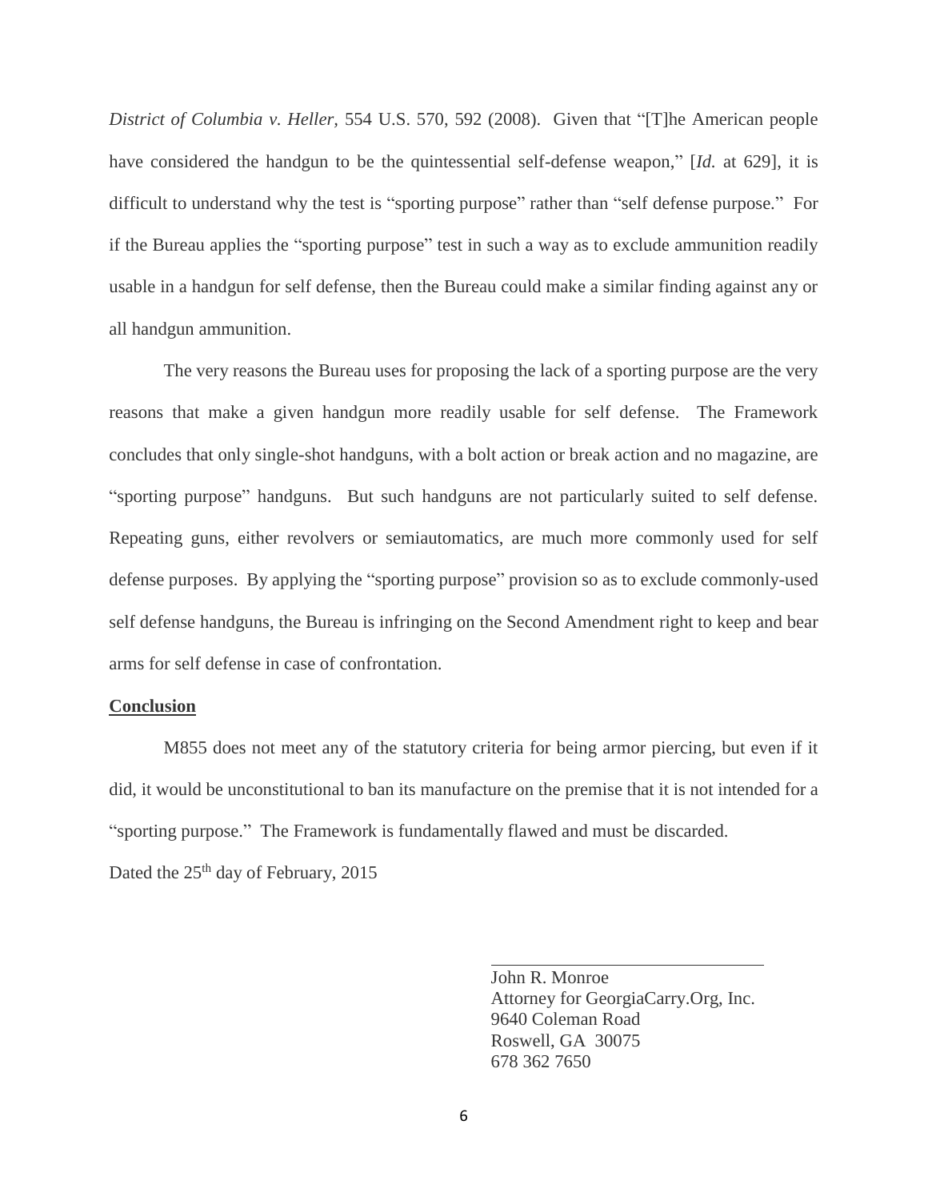*District of Columbia v. Heller*, 554 U.S. 570, 592 (2008). Given that "[T]he American people have considered the handgun to be the quintessential self-defense weapon," [*Id.* at 629], it is difficult to understand why the test is "sporting purpose" rather than "self defense purpose." For if the Bureau applies the "sporting purpose" test in such a way as to exclude ammunition readily usable in a handgun for self defense, then the Bureau could make a similar finding against any or all handgun ammunition.

The very reasons the Bureau uses for proposing the lack of a sporting purpose are the very reasons that make a given handgun more readily usable for self defense. The Framework concludes that only single-shot handguns, with a bolt action or break action and no magazine, are "sporting purpose" handguns. But such handguns are not particularly suited to self defense. Repeating guns, either revolvers or semiautomatics, are much more commonly used for self defense purposes. By applying the "sporting purpose" provision so as to exclude commonly-used self defense handguns, the Bureau is infringing on the Second Amendment right to keep and bear arms for self defense in case of confrontation.

**Conclusion**

M855 does not meet any of the statutory criteria for being armor piercing, but even if it did, it would be unconstitutional to ban its manufacture on the premise that it is not intended for a "sporting purpose." The Framework is fundamentally flawed and must be discarded.

Dated the 25th day of February, 2015

John R. Monroe
Attorney for GeorgiaCarry.Org, Inc.
9640 Coleman Road
Roswell, GA 30075
678 362 7650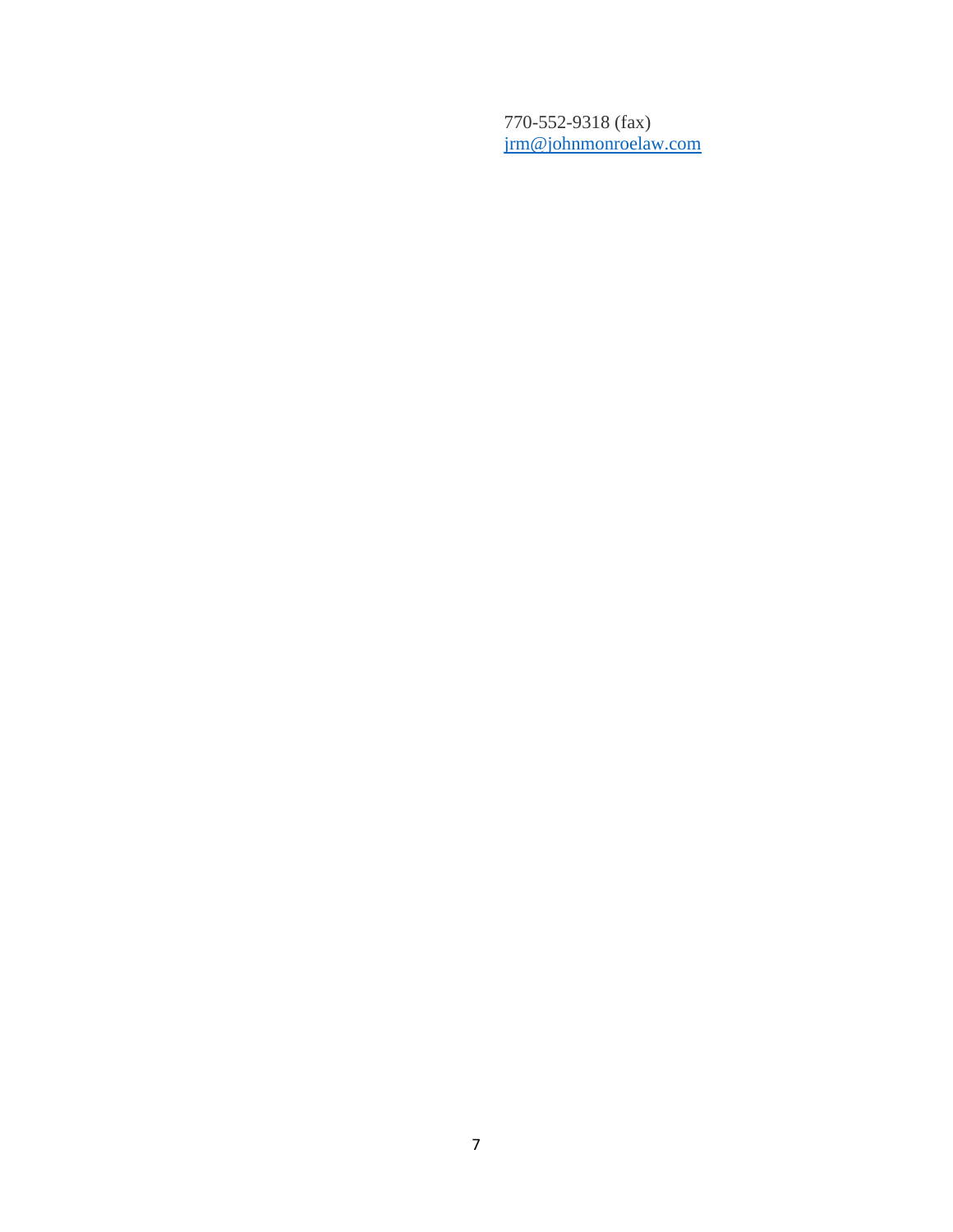770-552-9318 (fax)
jrm@johnmonroelaw.com